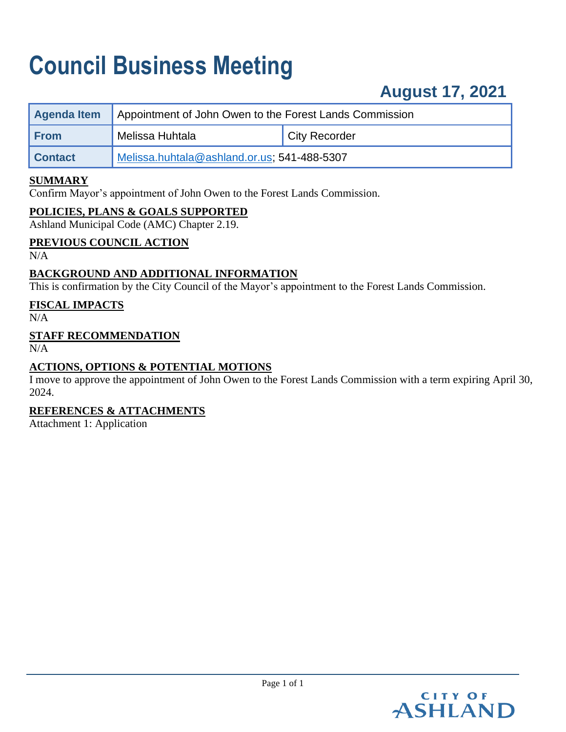# Council Business Meeting

## August 17, 2021

| Agenda Item | Appointment of John Owen to the Forest Lands Commission | |
|---|---|---|
| From | Melissa Huhtala | City Recorder |
| Contact | Melissa.huhtala@ashland.or.us; 541-488-5307 | |

**SUMMARY**

Confirm Mayor's appointment of John Owen to the Forest Lands Commission.

**POLICIES, PLANS & GOALS SUPPORTED**

Ashland Municipal Code (AMC) Chapter 2.19.

**PREVIOUS COUNCIL ACTION**

N/A

**BACKGROUND AND ADDITIONAL INFORMATION**

This is confirmation by the City Council of the Mayor's appointment to the Forest Lands Commission.

**FISCAL IMPACTS**

N/A

**STAFF RECOMMENDATION**

N/A

**ACTIONS, OPTIONS & POTENTIAL MOTIONS**

I move to approve the appointment of John Owen to the Forest Lands Commission with a term expiring April 30, 2024.

**REFERENCES & ATTACHMENTS**

Attachment 1: Application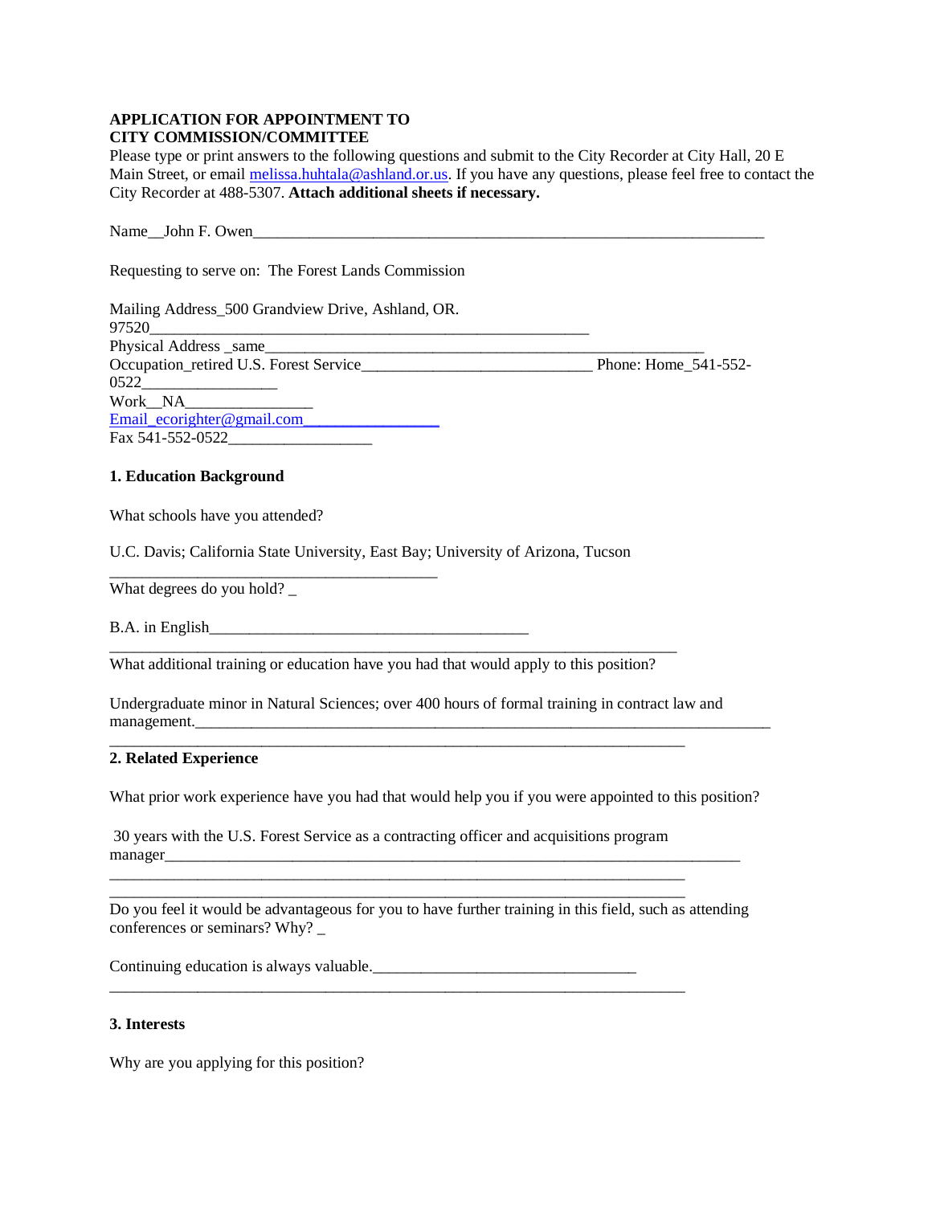**APPLICATION FOR APPOINTMENT TO**
**CITY COMMISSION/COMMITTEE**

Please type or print answers to the following questions and submit to the City Recorder at City Hall, 20 E Main Street, or email melissa.huhtala@ashland.or.us. If you have any questions, please feel free to contact the City Recorder at 488-5307. **Attach additional sheets if necessary.**

Name__John F. Owen___________________________________________________________________

Requesting to serve on: The Forest Lands Commission

Mailing Address_500 Grandview Drive, Ashland, OR. 97520_________________________________________________________
Physical Address _same______________________________________________________
Occupation_retired U.S. Forest Service_____________________________ Phone: Home_541-552-0522_________________
Work__NA________________
Email_ecorighter@gmail.com_________________
Fax 541-552-0522__________________

### 1. Education Background

What schools have you attended?

U.C. Davis; California State University, East Bay; University of Arizona, Tucson
__________________________________________

What degrees do you hold? _

B.A. in English_________________________________________
_________________________________________________________________________

What additional training or education have you had that would apply to this position?

Undergraduate minor in Natural Sciences; over 400 hours of formal training in contract law and management.____________________________________________________________________________
__________________________________________________________________________

### 2. Related Experience

What prior work experience have you had that would help you if you were appointed to this position?

30 years with the U.S. Forest Service as a contracting officer and acquisitions program manager_____________________________________________________________________________
__________________________________________________________________________
__________________________________________________________________________

Do you feel it would be advantageous for you to have further training in this field, such as attending conferences or seminars? Why? _

Continuing education is always valuable.__________________________________
__________________________________________________________________________

### 3. Interests

Why are you applying for this position?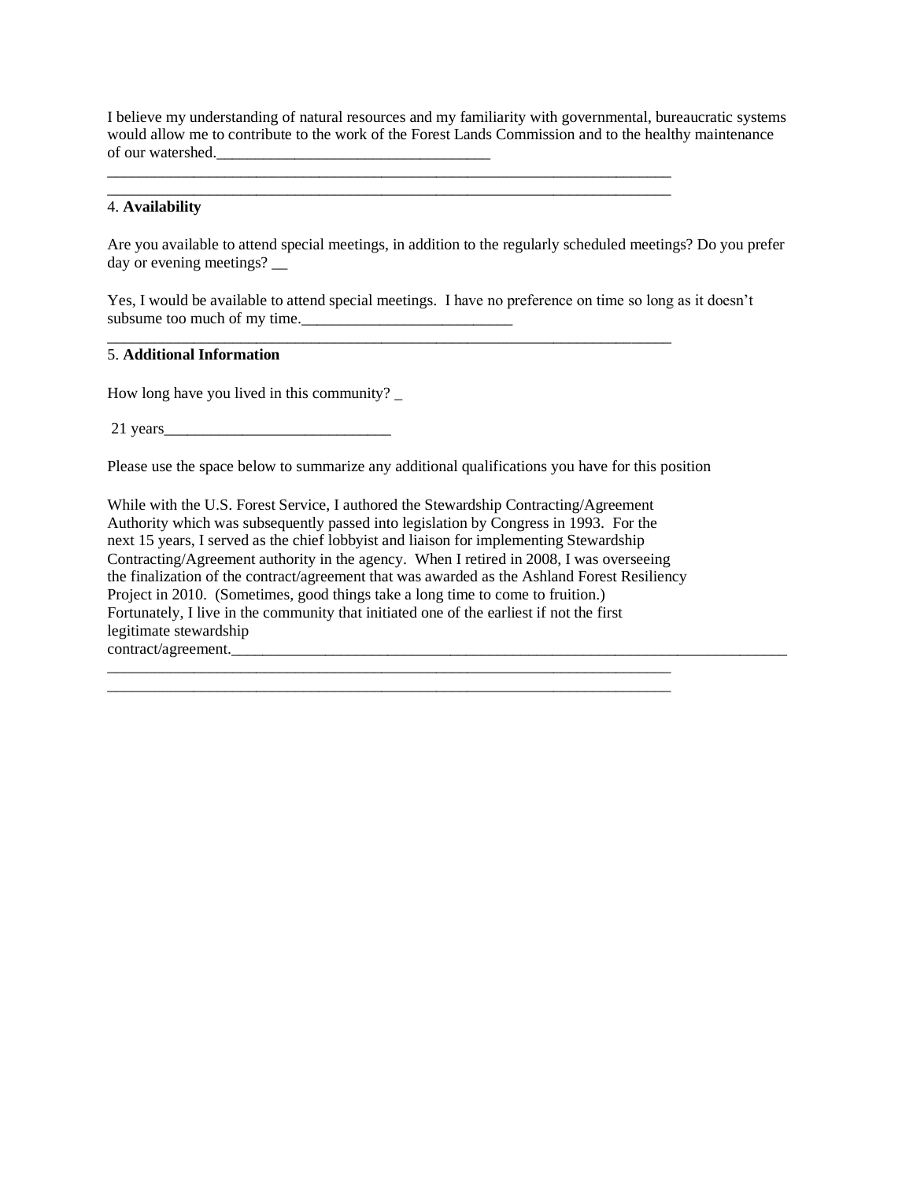I believe my understanding of natural resources and my familiarity with governmental, bureaucratic systems would allow me to contribute to the work of the Forest Lands Commission and to the healthy maintenance of our watershed.___________________________________

___________________________________________________________________________
___________________________________________________________________________

4. **Availability**

Are you available to attend special meetings, in addition to the regularly scheduled meetings? Do you prefer day or evening meetings? __

Yes, I would be available to attend special meetings. I have no preference on time so long as it doesn't subsume too much of my time.__________________________

___________________________________________________________________________

5. **Additional Information**

How long have you lived in this community? _

21 years_____________________________

Please use the space below to summarize any additional qualifications you have for this position

While with the U.S. Forest Service, I authored the Stewardship Contracting/Agreement Authority which was subsequently passed into legislation by Congress in 1993. For the next 15 years, I served as the chief lobbyist and liaison for implementing Stewardship Contracting/Agreement authority in the agency. When I retired in 2008, I was overseeing the finalization of the contract/agreement that was awarded as the Ashland Forest Resiliency Project in 2010. (Sometimes, good things take a long time to come to fruition.) Fortunately, I live in the community that initiated one of the earliest if not the first legitimate stewardship contract/agreement.____________________________________________________________________________

___________________________________________________________________________
___________________________________________________________________________